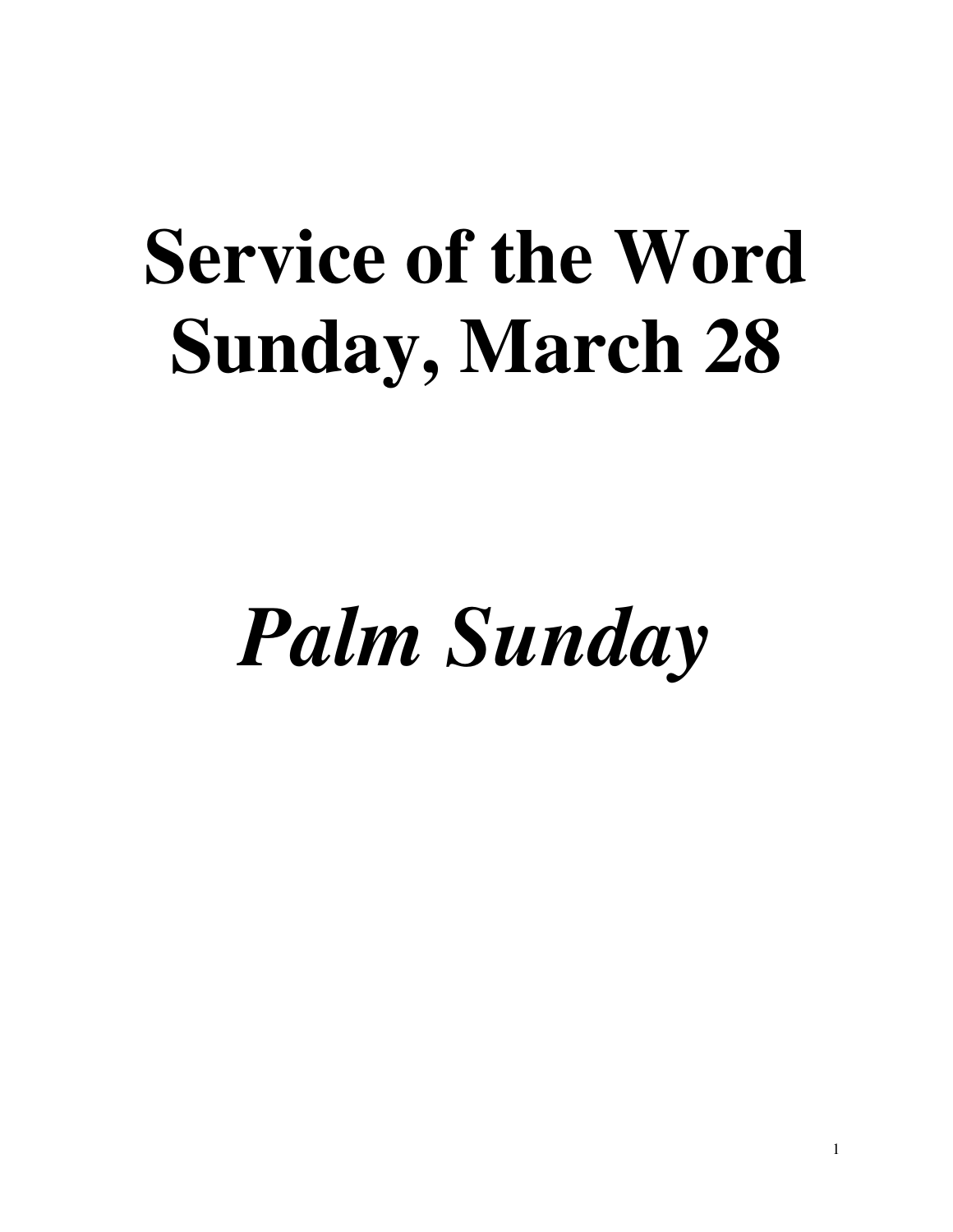# Service of the Word
# Sunday, March 28

# *Palm Sunday*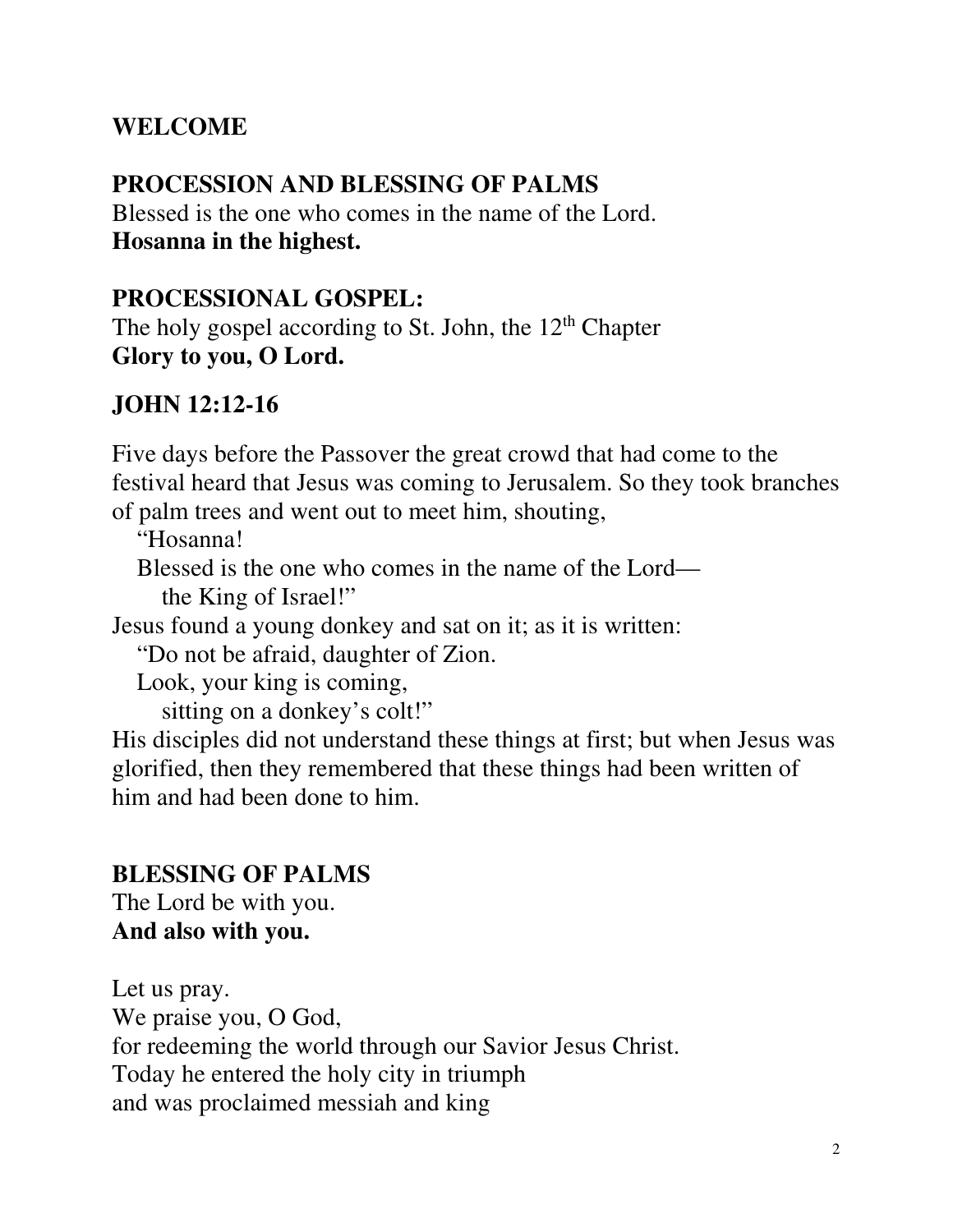## WELCOME

## PROCESSION AND BLESSING OF PALMS

Blessed is the one who comes in the name of the Lord.
**Hosanna in the highest.**

## PROCESSIONAL GOSPEL:

The holy gospel according to St. John, the 12th Chapter
**Glory to you, O Lord.**

## JOHN 12:12-16

Five days before the Passover the great crowd that had come to the festival heard that Jesus was coming to Jerusalem. So they took branches of palm trees and went out to meet him, shouting,

"Hosanna!
Blessed is the one who comes in the name of the Lord—
the King of Israel!"

Jesus found a young donkey and sat on it; as it is written:

"Do not be afraid, daughter of Zion.
Look, your king is coming,
sitting on a donkey's colt!"

His disciples did not understand these things at first; but when Jesus was glorified, then they remembered that these things had been written of him and had been done to him.

## BLESSING OF PALMS

The Lord be with you.
**And also with you.**

Let us pray.
We praise you, O God,
for redeeming the world through our Savior Jesus Christ.
Today he entered the holy city in triumph
and was proclaimed messiah and king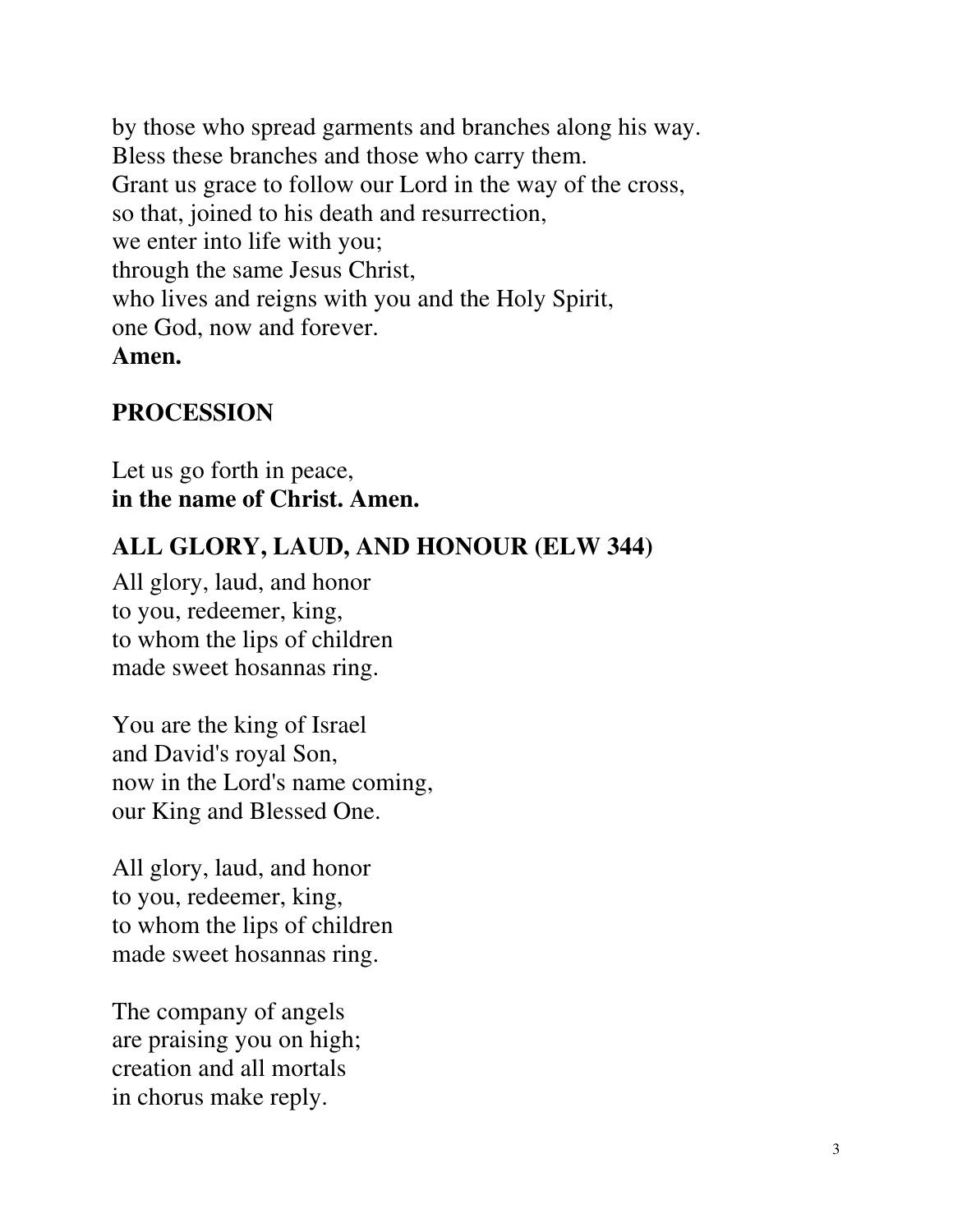by those who spread garments and branches along his way.
Bless these branches and those who carry them.
Grant us grace to follow our Lord in the way of the cross,
so that, joined to his death and resurrection,
we enter into life with you;
through the same Jesus Christ,
who lives and reigns with you and the Holy Spirit,
one God, now and forever.
**Amen.**

## PROCESSION

Let us go forth in peace,
**in the name of Christ. Amen.**

## ALL GLORY, LAUD, AND HONOUR (ELW 344)

All glory, laud, and honor
to you, redeemer, king,
to whom the lips of children
made sweet hosannas ring.

You are the king of Israel
and David's royal Son,
now in the Lord's name coming,
our King and Blessed One.

All glory, laud, and honor
to you, redeemer, king,
to whom the lips of children
made sweet hosannas ring.

The company of angels
are praising you on high;
creation and all mortals
in chorus make reply.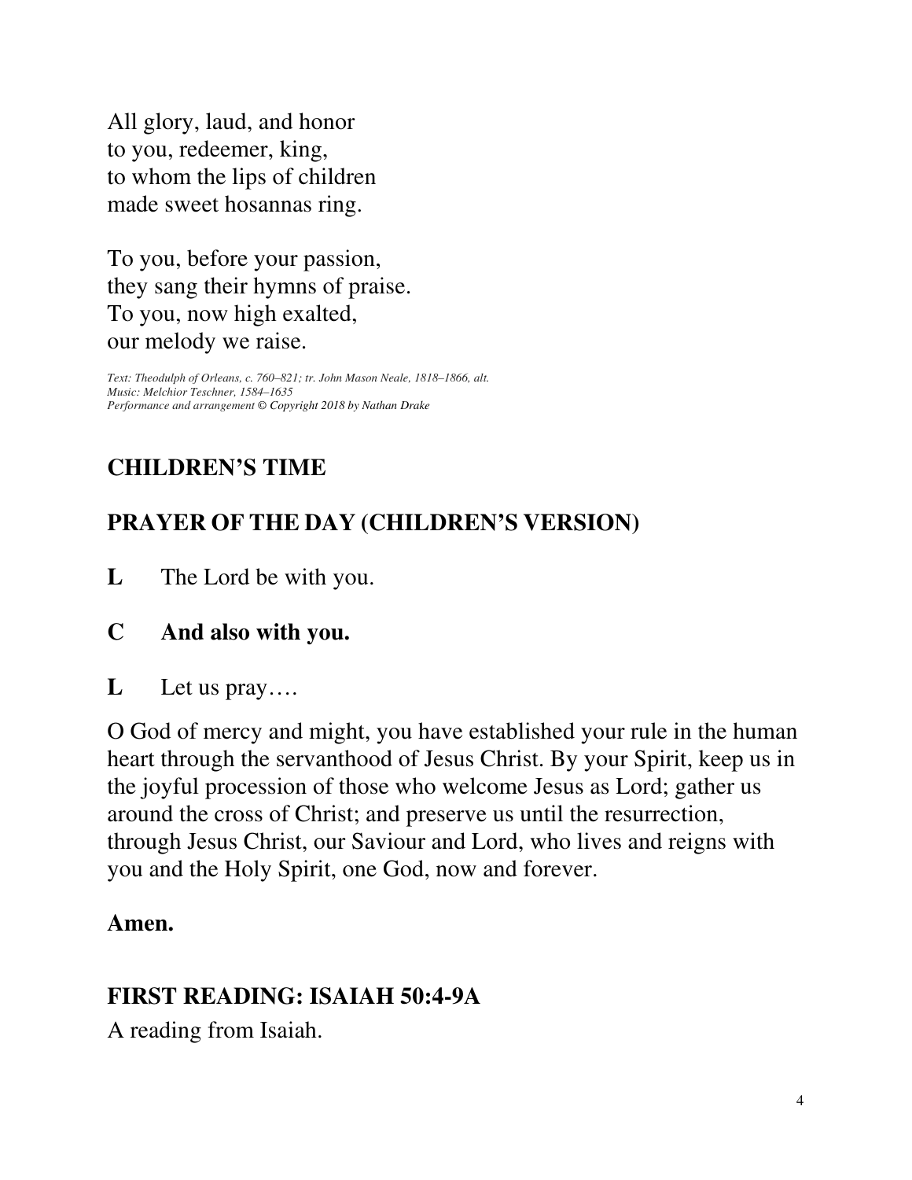All glory, laud, and honor
to you, redeemer, king,
to whom the lips of children
made sweet hosannas ring.

To you, before your passion,
they sang their hymns of praise.
To you, now high exalted,
our melody we raise.

*Text: Theodulph of Orleans, c. 760–821; tr. John Mason Neale, 1818–1866, alt.*
*Music: Melchior Teschner, 1584–1635*
*Performance and arrangement © Copyright 2018 by Nathan Drake*

## CHILDREN'S TIME

## PRAYER OF THE DAY (CHILDREN'S VERSION)

**L** The Lord be with you.

**C And also with you.**

**L** Let us pray….

O God of mercy and might, you have established your rule in the human heart through the servanthood of Jesus Christ. By your Spirit, keep us in the joyful procession of those who welcome Jesus as Lord; gather us around the cross of Christ; and preserve us until the resurrection, through Jesus Christ, our Saviour and Lord, who lives and reigns with you and the Holy Spirit, one God, now and forever.

**Amen.**

## FIRST READING: ISAIAH 50:4-9A

A reading from Isaiah.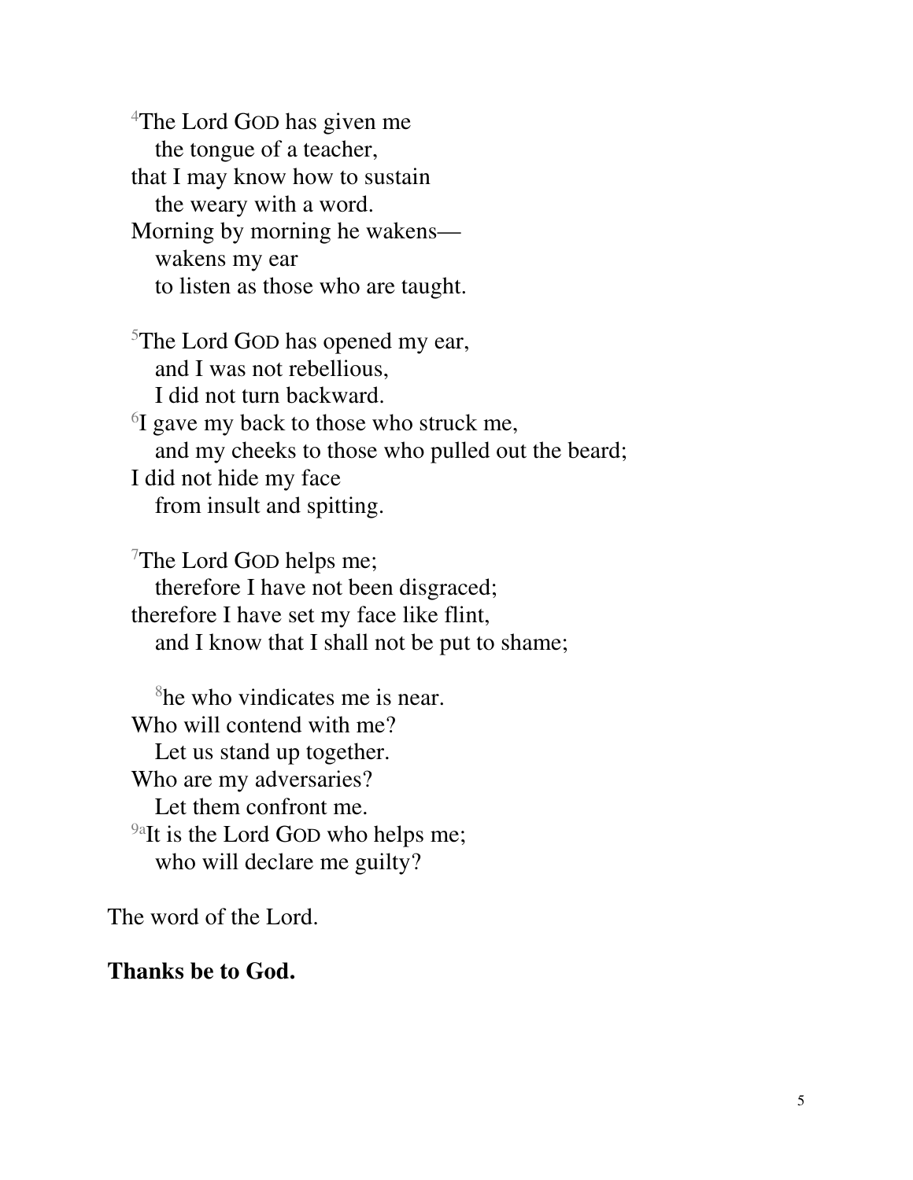[4]The Lord GOD has given me
  the tongue of a teacher,
that I may know how to sustain
  the weary with a word.
Morning by morning he wakens—
  wakens my ear
  to listen as those who are taught.

[5]The Lord GOD has opened my ear,
  and I was not rebellious,
  I did not turn backward.
[6]I gave my back to those who struck me,
  and my cheeks to those who pulled out the beard;
I did not hide my face
  from insult and spitting.

[7]The Lord GOD helps me;
  therefore I have not been disgraced;
therefore I have set my face like flint,
  and I know that I shall not be put to shame;

  [8]he who vindicates me is near.
Who will contend with me?
  Let us stand up together.
Who are my adversaries?
  Let them confront me.
[9a]It is the Lord GOD who helps me;
  who will declare me guilty?

The word of the Lord.

**Thanks be to God.**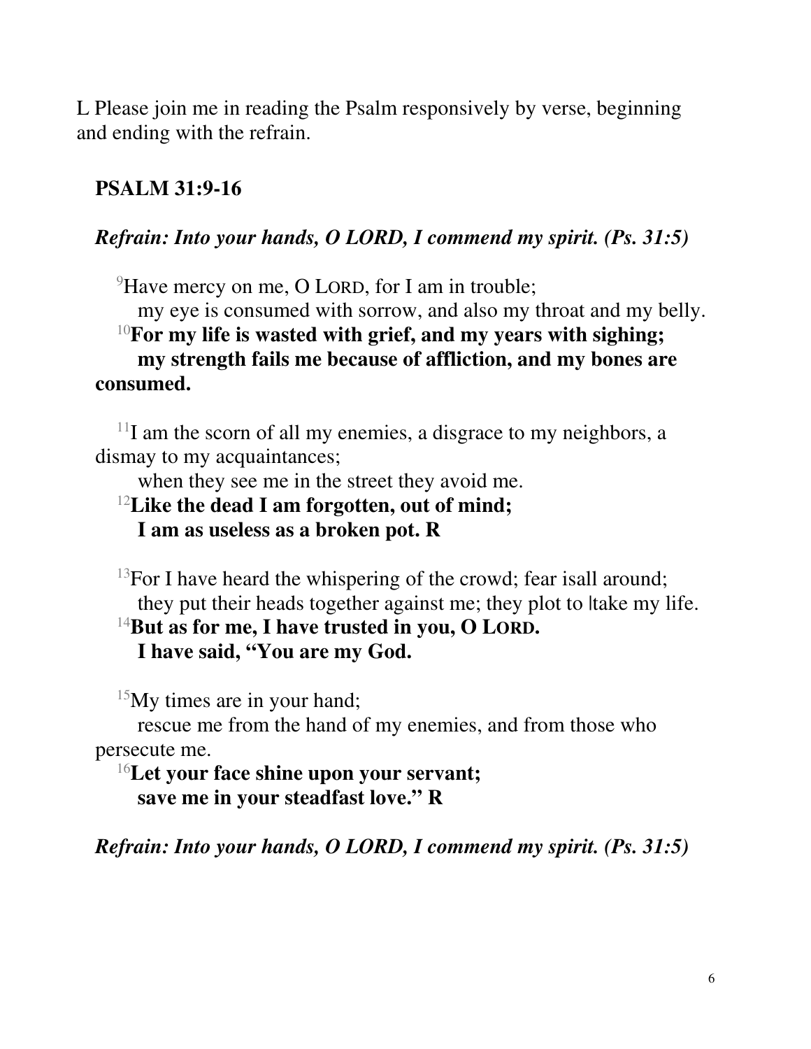L Please join me in reading the Psalm responsively by verse, beginning and ending with the refrain.

## PSALM 31:9-16

***Refrain: Into your hands, O LORD, I commend my spirit. (Ps. 31:5)***

[9]Have mercy on me, O LORD, for I am in trouble;
my eye is consumed with sorrow, and also my throat and my belly.
**[10]For my life is wasted with grief, and my years with sighing;
my strength fails me because of affliction, and my bones are consumed.**

[11]I am the scorn of all my enemies, a disgrace to my neighbors, a dismay to my acquaintances;
when they see me in the street they avoid me.
**[12]Like the dead I am forgotten, out of mind;
I am as useless as a broken pot. R**

[13]For I have heard the whispering of the crowd; fear isall around;
they put their heads together against me; they plot to |take my life.
**[14]But as for me, I have trusted in you, O LORD.
I have said, "You are my God.**

[15]My times are in your hand;
rescue me from the hand of my enemies, and from those who persecute me.
**[16]Let your face shine upon your servant;
save me in your steadfast love." R**

***Refrain: Into your hands, O LORD, I commend my spirit. (Ps. 31:5)***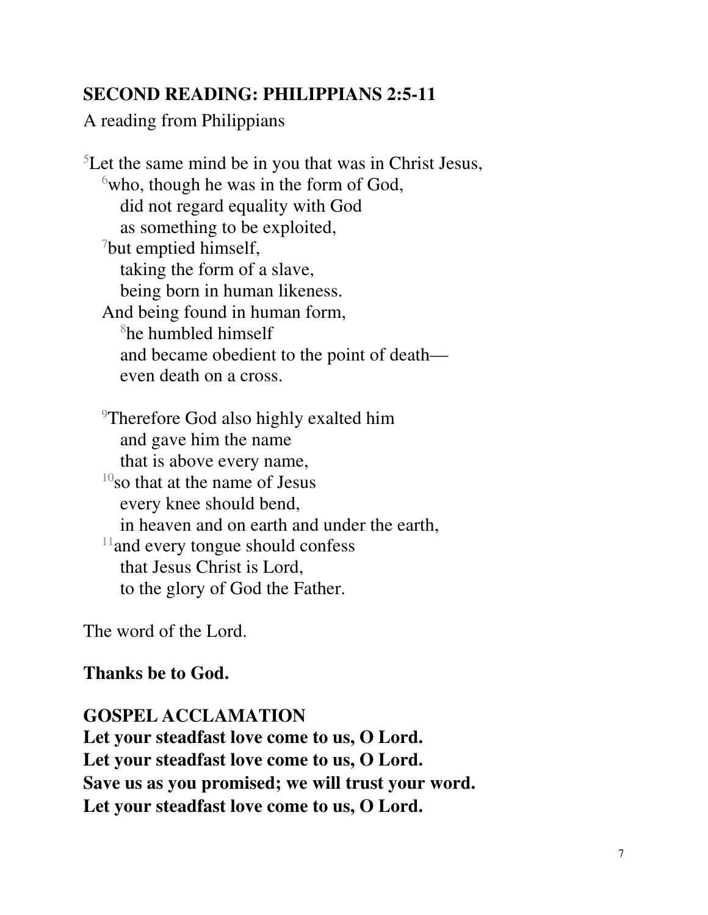**SECOND READING: PHILIPPIANS 2:5-11**

A reading from Philippians

[5]Let the same mind be in you that was in Christ Jesus,
[6]who, though he was in the form of God,
did not regard equality with God
as something to be exploited,
[7]but emptied himself,
taking the form of a slave,
being born in human likeness.
And being found in human form,
[8]he humbled himself
and became obedient to the point of death—
even death on a cross.

[9]Therefore God also highly exalted him
and gave him the name
that is above every name,
[10]so that at the name of Jesus
every knee should bend,
in heaven and on earth and under the earth,
[11]and every tongue should confess
that Jesus Christ is Lord,
to the glory of God the Father.

The word of the Lord.

**Thanks be to God.**

**GOSPEL ACCLAMATION**
**Let your steadfast love come to us, O Lord.**
**Let your steadfast love come to us, O Lord.**
**Save us as you promised; we will trust your word.**
**Let your steadfast love come to us, O Lord.**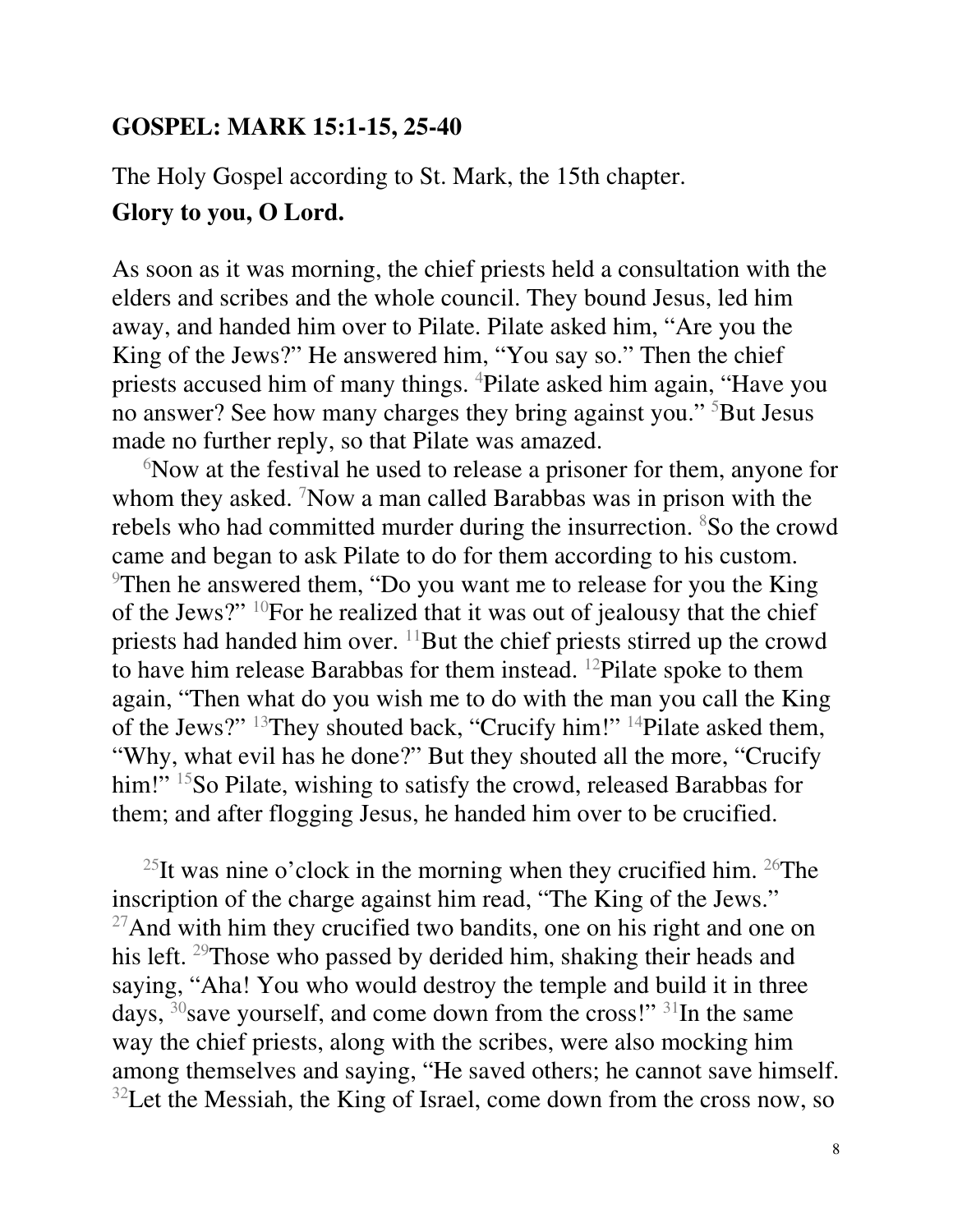**GOSPEL: MARK 15:1-15, 25-40**

The Holy Gospel according to St. Mark, the 15th chapter.

**Glory to you, O Lord.**

As soon as it was morning, the chief priests held a consultation with the elders and scribes and the whole council. They bound Jesus, led him away, and handed him over to Pilate. Pilate asked him, “Are you the King of the Jews?” He answered him, “You say so.” Then the chief priests accused him of many things. [4]Pilate asked him again, “Have you no answer? See how many charges they bring against you.” [5]But Jesus made no further reply, so that Pilate was amazed.

[6]Now at the festival he used to release a prisoner for them, anyone for whom they asked. [7]Now a man called Barabbas was in prison with the rebels who had committed murder during the insurrection. [8]So the crowd came and began to ask Pilate to do for them according to his custom. [9]Then he answered them, “Do you want me to release for you the King of the Jews?” [10]For he realized that it was out of jealousy that the chief priests had handed him over. [11]But the chief priests stirred up the crowd to have him release Barabbas for them instead. [12]Pilate spoke to them again, “Then what do you wish me to do with the man you call the King of the Jews?” [13]They shouted back, “Crucify him!” [14]Pilate asked them, “Why, what evil has he done?” But they shouted all the more, “Crucify him!” [15]So Pilate, wishing to satisfy the crowd, released Barabbas for them; and after flogging Jesus, he handed him over to be crucified.

[25]It was nine o’clock in the morning when they crucified him. [26]The inscription of the charge against him read, “The King of the Jews.” [27]And with him they crucified two bandits, one on his right and one on his left. [29]Those who passed by derided him, shaking their heads and saying, “Aha! You who would destroy the temple and build it in three days, [30]save yourself, and come down from the cross!” [31]In the same way the chief priests, along with the scribes, were also mocking him among themselves and saying, “He saved others; he cannot save himself. [32]Let the Messiah, the King of Israel, come down from the cross now, so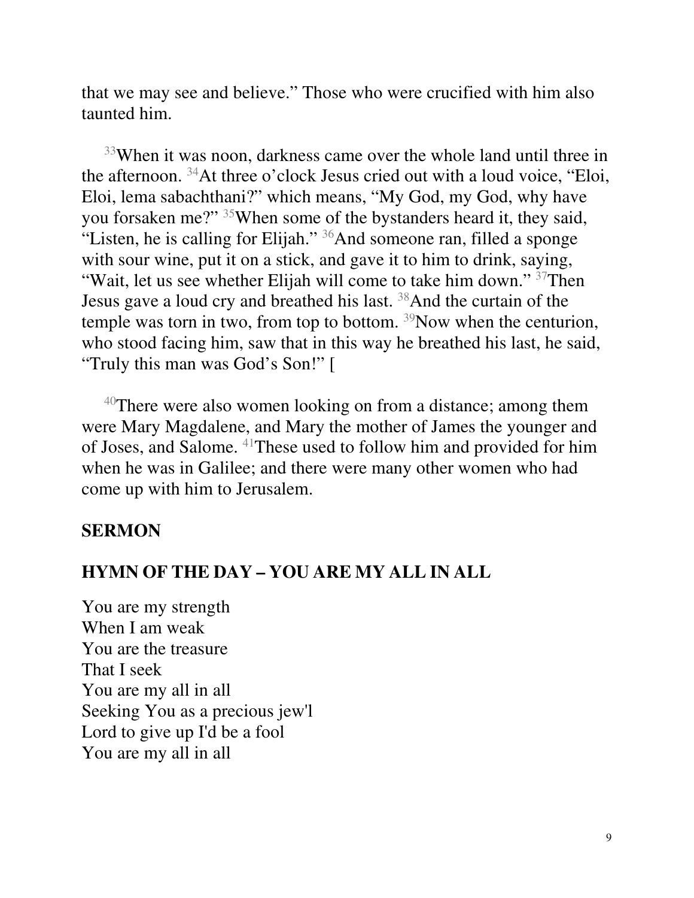that we may see and believe." Those who were crucified with him also taunted him.

[33]When it was noon, darkness came over the whole land until three in the afternoon. [34]At three o'clock Jesus cried out with a loud voice, "Eloi, Eloi, lema sabachthani?" which means, "My God, my God, why have you forsaken me?" [35]When some of the bystanders heard it, they said, "Listen, he is calling for Elijah." [36]And someone ran, filled a sponge with sour wine, put it on a stick, and gave it to him to drink, saying, "Wait, let us see whether Elijah will come to take him down." [37]Then Jesus gave a loud cry and breathed his last. [38]And the curtain of the temple was torn in two, from top to bottom. [39]Now when the centurion, who stood facing him, saw that in this way he breathed his last, he said, "Truly this man was God's Son!" [

[40]There were also women looking on from a distance; among them were Mary Magdalene, and Mary the mother of James the younger and of Joses, and Salome. [41]These used to follow him and provided for him when he was in Galilee; and there were many other women who had come up with him to Jerusalem.

## SERMON

## HYMN OF THE DAY – YOU ARE MY ALL IN ALL

You are my strength
When I am weak
You are the treasure
That I seek
You are my all in all
Seeking You as a precious jew'l
Lord to give up I'd be a fool
You are my all in all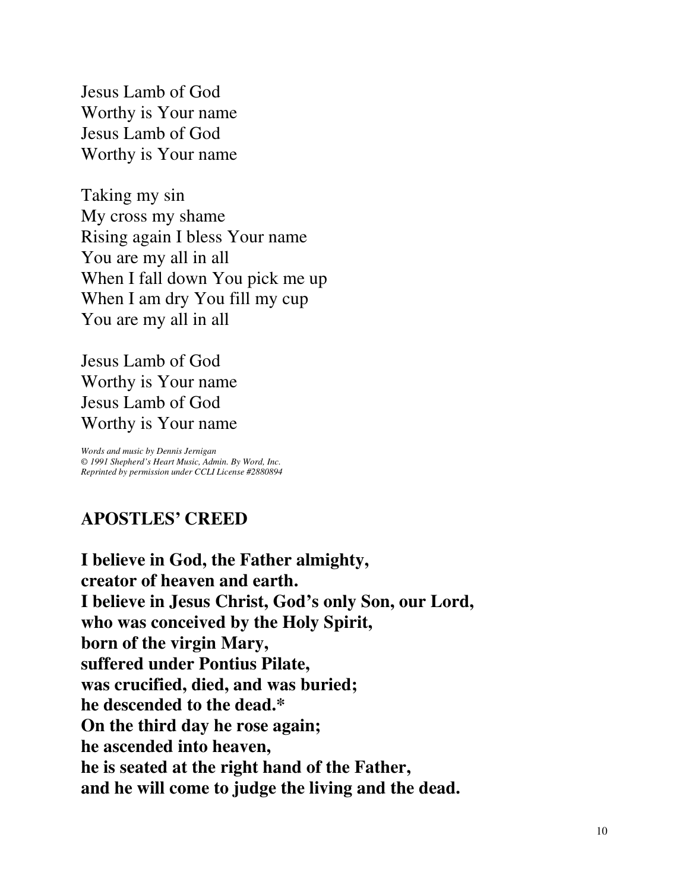Jesus Lamb of God
Worthy is Your name
Jesus Lamb of God
Worthy is Your name

Taking my sin
My cross my shame
Rising again I bless Your name
You are my all in all
When I fall down You pick me up
When I am dry You fill my cup
You are my all in all

Jesus Lamb of God
Worthy is Your name
Jesus Lamb of God
Worthy is Your name

*Words and music by Dennis Jernigan*
*© 1991 Shepherd's Heart Music, Admin. By Word, Inc.*
*Reprinted by permission under CCLI License #2880894*

## APOSTLES' CREED

**I believe in God, the Father almighty,**
**creator of heaven and earth.**
**I believe in Jesus Christ, God's only Son, our Lord,**
**who was conceived by the Holy Spirit,**
**born of the virgin Mary,**
**suffered under Pontius Pilate,**
**was crucified, died, and was buried;**
**he descended to the dead.***
**On the third day he rose again;**
**he ascended into heaven,**
**he is seated at the right hand of the Father,**
**and he will come to judge the living and the dead.**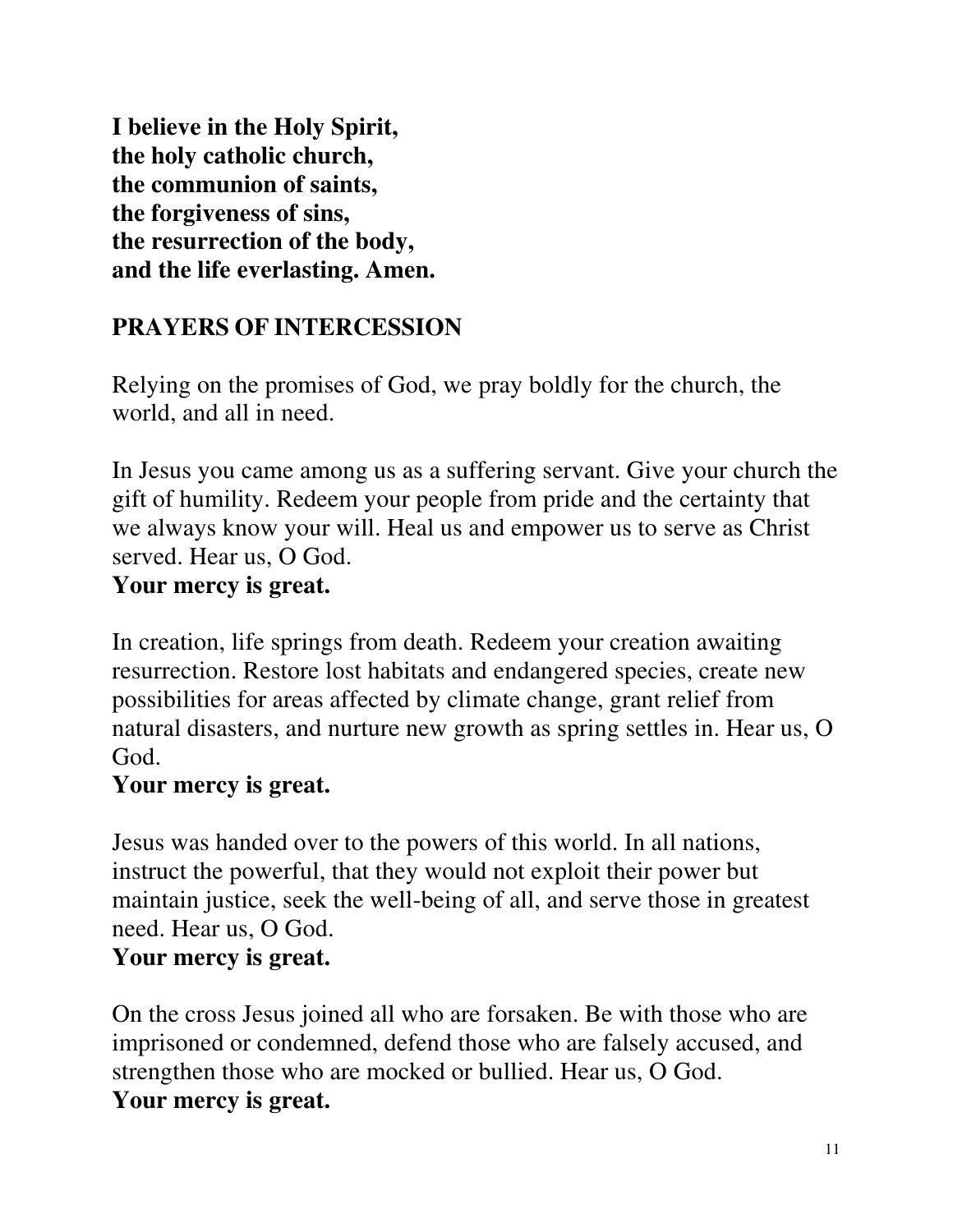**I believe in the Holy Spirit,**
**the holy catholic church,**
**the communion of saints,**
**the forgiveness of sins,**
**the resurrection of the body,**
**and the life everlasting. Amen.**

## PRAYERS OF INTERCESSION

Relying on the promises of God, we pray boldly for the church, the world, and all in need.

In Jesus you came among us as a suffering servant. Give your church the gift of humility. Redeem your people from pride and the certainty that we always know your will. Heal us and empower us to serve as Christ served. Hear us, O God.
**Your mercy is great.**

In creation, life springs from death. Redeem your creation awaiting resurrection. Restore lost habitats and endangered species, create new possibilities for areas affected by climate change, grant relief from natural disasters, and nurture new growth as spring settles in. Hear us, O God.
**Your mercy is great.**

Jesus was handed over to the powers of this world. In all nations, instruct the powerful, that they would not exploit their power but maintain justice, seek the well-being of all, and serve those in greatest need. Hear us, O God.
**Your mercy is great.**

On the cross Jesus joined all who are forsaken. Be with those who are imprisoned or condemned, defend those who are falsely accused, and strengthen those who are mocked or bullied. Hear us, O God.
**Your mercy is great.**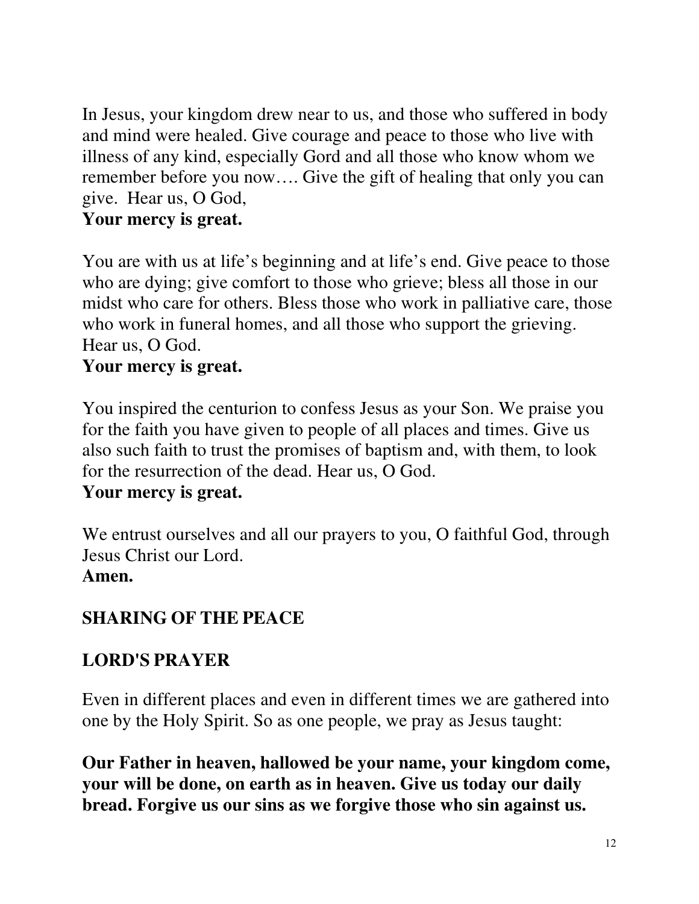In Jesus, your kingdom drew near to us, and those who suffered in body and mind were healed. Give courage and peace to those who live with illness of any kind, especially Gord and all those who know whom we remember before you now…. Give the gift of healing that only you can give. Hear us, O God,
**Your mercy is great.**

You are with us at life's beginning and at life's end. Give peace to those who are dying; give comfort to those who grieve; bless all those in our midst who care for others. Bless those who work in palliative care, those who work in funeral homes, and all those who support the grieving. Hear us, O God.
**Your mercy is great.**

You inspired the centurion to confess Jesus as your Son. We praise you for the faith you have given to people of all places and times. Give us also such faith to trust the promises of baptism and, with them, to look for the resurrection of the dead. Hear us, O God.
**Your mercy is great.**

We entrust ourselves and all our prayers to you, O faithful God, through Jesus Christ our Lord.
**Amen.**

## SHARING OF THE PEACE

## LORD'S PRAYER

Even in different places and even in different times we are gathered into one by the Holy Spirit. So as one people, we pray as Jesus taught:

**Our Father in heaven, hallowed be your name, your kingdom come, your will be done, on earth as in heaven. Give us today our daily bread. Forgive us our sins as we forgive those who sin against us.**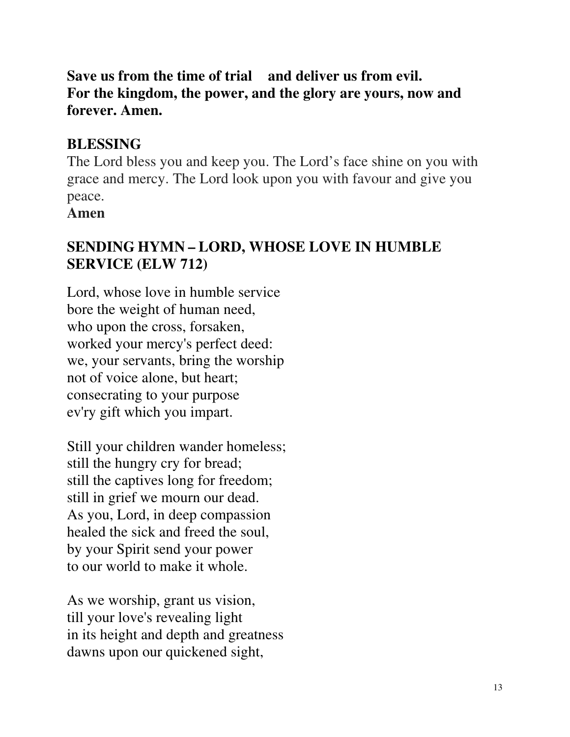**Save us from the time of trial and deliver us from evil.**
**For the kingdom, the power, and the glory are yours, now and forever. Amen.**

## BLESSING

The Lord bless you and keep you. The Lord's face shine on you with grace and mercy. The Lord look upon you with favour and give you peace.
**Amen**

## SENDING HYMN – LORD, WHOSE LOVE IN HUMBLE SERVICE (ELW 712)

Lord, whose love in humble service
bore the weight of human need,
who upon the cross, forsaken,
worked your mercy's perfect deed:
we, your servants, bring the worship
not of voice alone, but heart;
consecrating to your purpose
ev'ry gift which you impart.

Still your children wander homeless;
still the hungry cry for bread;
still the captives long for freedom;
still in grief we mourn our dead.
As you, Lord, in deep compassion
healed the sick and freed the soul,
by your Spirit send your power
to our world to make it whole.

As we worship, grant us vision,
till your love's revealing light
in its height and depth and greatness
dawns upon our quickened sight,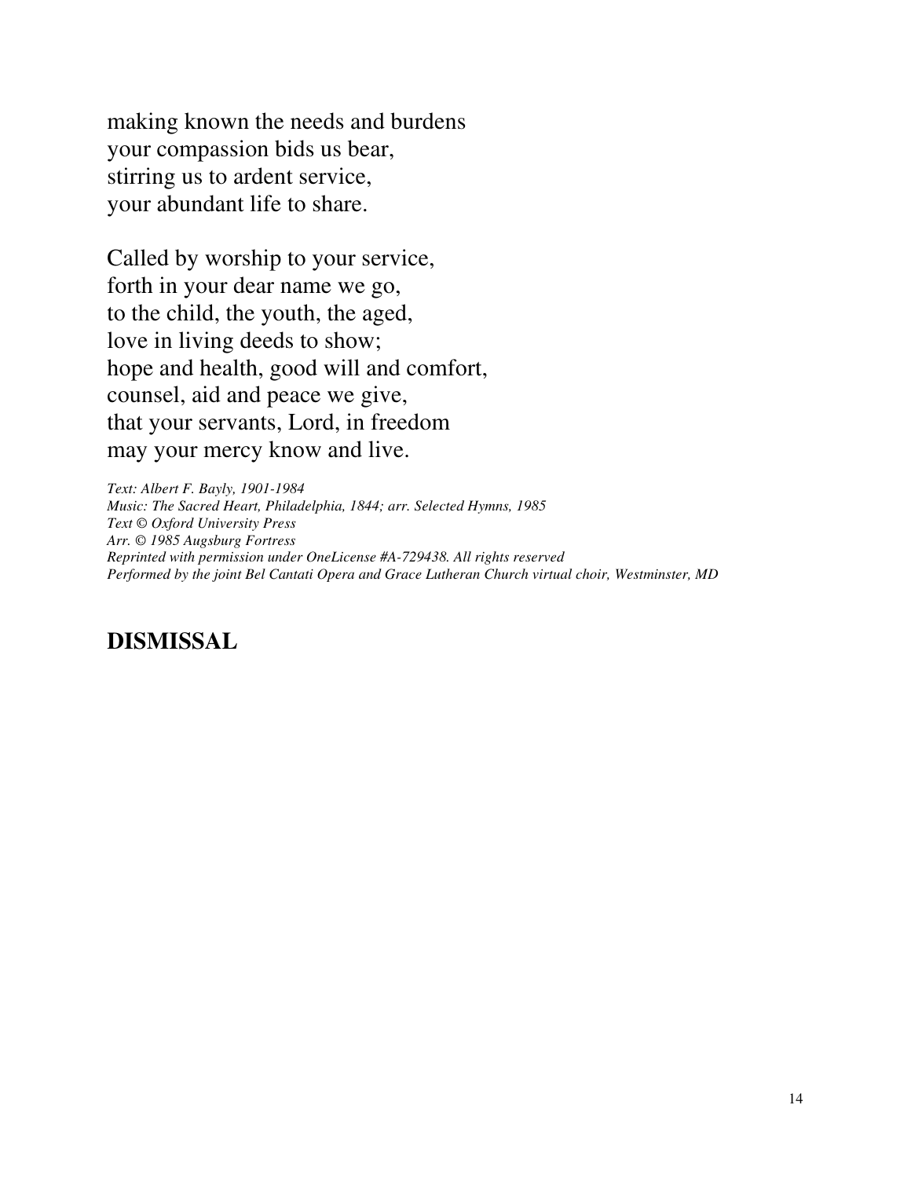making known the needs and burdens
your compassion bids us bear,
stirring us to ardent service,
your abundant life to share.

Called by worship to your service,
forth in your dear name we go,
to the child, the youth, the aged,
love in living deeds to show;
hope and health, good will and comfort,
counsel, aid and peace we give,
that your servants, Lord, in freedom
may your mercy know and live.

*Text: Albert F. Bayly, 1901-1984*
*Music: The Sacred Heart, Philadelphia, 1844; arr. Selected Hymns, 1985*
*Text © Oxford University Press*
*Arr. © 1985 Augsburg Fortress*
*Reprinted with permission under OneLicense #A-729438. All rights reserved*
*Performed by the joint Bel Cantati Opera and Grace Lutheran Church virtual choir, Westminster, MD*

## DISMISSAL